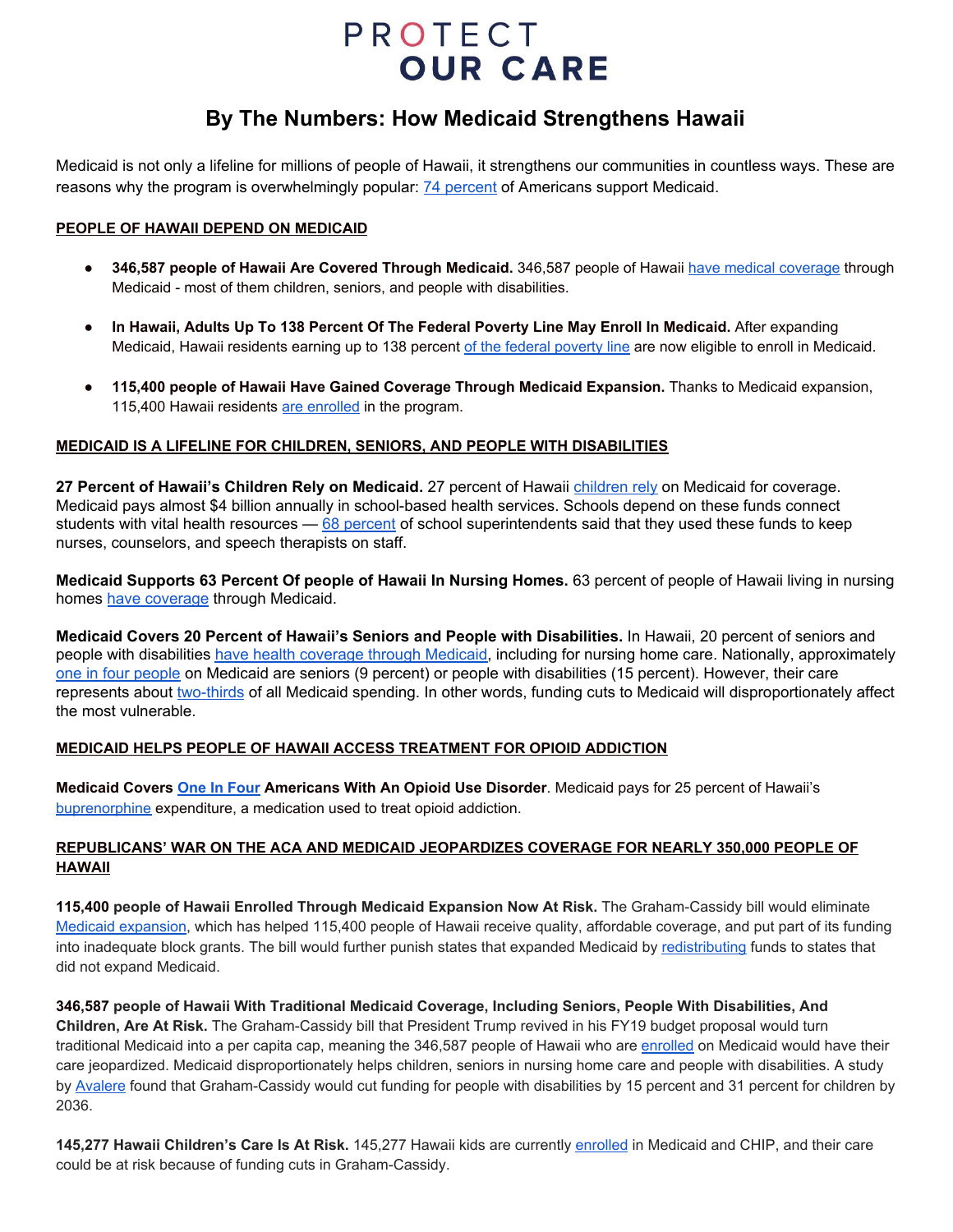# PROTECT OUR CARE

## By The Numbers: How Medicaid Strengthens Hawaii

Medicaid is not only a lifeline for millions of people of Hawaii, it strengthens our communities in countless ways. These are reasons why the program is overwhelmingly popular: 74 percent of Americans support Medicaid.

### PEOPLE OF HAWAII DEPEND ON MEDICAID

- **346,587 people of Hawaii Are Covered Through Medicaid.** 346,587 people of Hawaii have medical coverage through Medicaid - most of them children, seniors, and people with disabilities.

- **In Hawaii, Adults Up To 138 Percent Of The Federal Poverty Line May Enroll In Medicaid.** After expanding Medicaid, Hawaii residents earning up to 138 percent of the federal poverty line are now eligible to enroll in Medicaid.

- **115,400 people of Hawaii Have Gained Coverage Through Medicaid Expansion.** Thanks to Medicaid expansion, 115,400 Hawaii residents are enrolled in the program.

### MEDICAID IS A LIFELINE FOR CHILDREN, SENIORS, AND PEOPLE WITH DISABILITIES

**27 Percent of Hawaii's Children Rely on Medicaid.** 27 percent of Hawaii children rely on Medicaid for coverage. Medicaid pays almost $4 billion annually in school-based health services. Schools depend on these funds connect students with vital health resources — 68 percent of school superintendents said that they used these funds to keep nurses, counselors, and speech therapists on staff.

**Medicaid Supports 63 Percent Of people of Hawaii In Nursing Homes.** 63 percent of people of Hawaii living in nursing homes have coverage through Medicaid.

**Medicaid Covers 20 Percent of Hawaii's Seniors and People with Disabilities.** In Hawaii, 20 percent of seniors and people with disabilities have health coverage through Medicaid, including for nursing home care. Nationally, approximately one in four people on Medicaid are seniors (9 percent) or people with disabilities (15 percent). However, their care represents about two-thirds of all Medicaid spending. In other words, funding cuts to Medicaid will disproportionately affect the most vulnerable.

### MEDICAID HELPS PEOPLE OF HAWAII ACCESS TREATMENT FOR OPIOID ADDICTION

**Medicaid Covers One In Four Americans With An Opioid Use Disorder**. Medicaid pays for 25 percent of Hawaii's buprenorphine expenditure, a medication used to treat opioid addiction.

### REPUBLICANS' WAR ON THE ACA AND MEDICAID JEOPARDIZES COVERAGE FOR NEARLY 350,000 PEOPLE OF HAWAII

**115,400 people of Hawaii Enrolled Through Medicaid Expansion Now At Risk.** The Graham-Cassidy bill would eliminate Medicaid expansion, which has helped 115,400 people of Hawaii receive quality, affordable coverage, and put part of its funding into inadequate block grants. The bill would further punish states that expanded Medicaid by redistributing funds to states that did not expand Medicaid.

**346,587 people of Hawaii With Traditional Medicaid Coverage, Including Seniors, People With Disabilities, And Children, Are At Risk.** The Graham-Cassidy bill that President Trump revived in his FY19 budget proposal would turn traditional Medicaid into a per capita cap, meaning the 346,587 people of Hawaii who are enrolled on Medicaid would have their care jeopardized. Medicaid disproportionately helps children, seniors in nursing home care and people with disabilities. A study by Avalere found that Graham-Cassidy would cut funding for people with disabilities by 15 percent and 31 percent for children by 2036.

**145,277 Hawaii Children's Care Is At Risk.** 145,277 Hawaii kids are currently enrolled in Medicaid and CHIP, and their care could be at risk because of funding cuts in Graham-Cassidy.